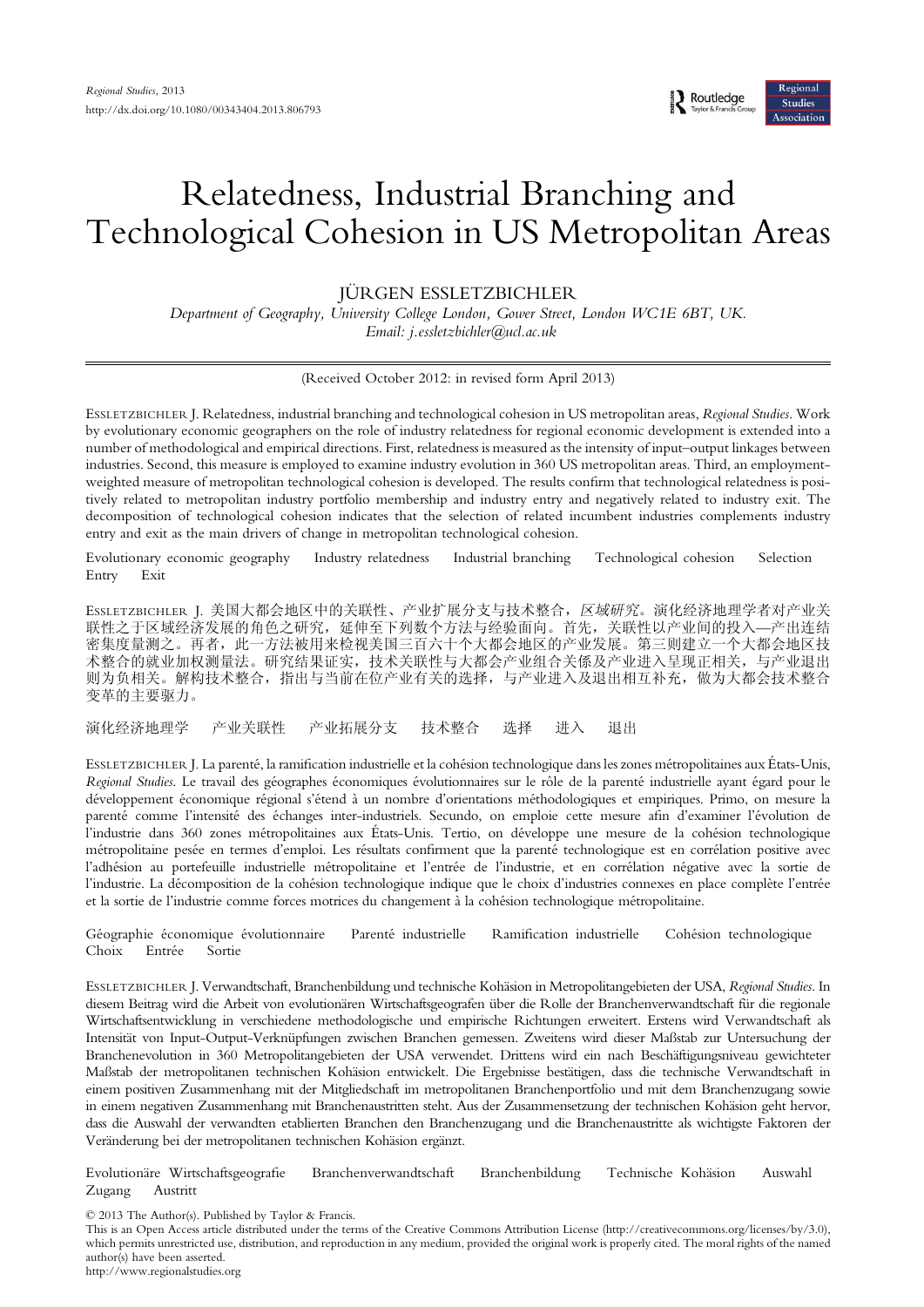

# Relatedness, Industrial Branching and Technological Cohesion in US Metropolitan Areas

# JÜRGEN ESSLETZBICHLER

Department of Geography, University College London, Gower Street, London WC1E 6BT, UK. Email: j.essletzbichler@ucl.ac.uk

(Received October 2012: in revised form April 2013)

ESSLETZBICHLER J. Relatedness, industrial branching and technological cohesion in US metropolitan areas, Regional Studies. Work by evolutionary economic geographers on the role of industry relatedness for regional economic development is extended into a number of methodological and empirical directions. First, relatedness is measured as the intensity of input–output linkages between industries. Second, this measure is employed to examine industry evolution in 360 US metropolitan areas. Third, an employmentweighted measure of metropolitan technological cohesion is developed. The results confirm that technological relatedness is positively related to metropolitan industry portfolio membership and industry entry and negatively related to industry exit. The decomposition of technological cohesion indicates that the selection of related incumbent industries complements industry entry and exit as the main drivers of change in metropolitan technological cohesion.

Evolutionary economic geography Industry relatedness Industrial branching Technological cohesion Selection Entry Exit

ESSLETZBICHLER J. 美国大都会地区中的关联性、产业扩展分支与技术整合, 区域研究。演化经济地理学者对产业关 联性之于区域经济发展的角色之研究,延伸至下列数个方法与经验面向。首先,关联性以产业间的投入—产出连结 密集度量测之。再者,此一方法被用来检视美国三百六十个大都会地区的产业发展。第三则建立一个大都会地区技 术整合的就业加权测量法。研究结果证实,技术关联性与大都会产业组合关係及产业进入呈现正相关,与产业退出 则为负相关。解构技术整合,指出与当前在位产业有关的选择,与产业进入及退出相互补充,做为大都会技术整合 变革的主要驱力。

演化经济地理学 产业关联性 产业拓展分支 技术整合 选择 进入 退出

ESSLETZBICHLER J. La parenté, la ramification industrielle et la cohésion technologique dans les zones métropolitaines aux États-Unis, Regional Studies. Le travail des géographes économiques évolutionnaires sur le rôle de la parenté industrielle ayant égard pour le développement économique régional s'étend à un nombre d'orientations méthodologiques et empiriques. Primo, on mesure la parenté comme l'intensité des échanges inter-industriels. Secundo, on emploie cette mesure afin d'examiner l'évolution de l'industrie dans 360 zones métropolitaines aux États-Unis. Tertio, on développe une mesure de la cohésion technologique métropolitaine pesée en termes d'emploi. Les résultats confirment que la parenté technologique est en corrélation positive avec l'adhésion au portefeuille industrielle métropolitaine et l'entrée de l'industrie, et en corrélation négative avec la sortie de l'industrie. La décomposition de la cohésion technologique indique que le choix d'industries connexes en place complète l'entrée et la sortie de l'industrie comme forces motrices du changement à la cohésion technologique métropolitaine.

Géographie économique évolutionnaire Parenté industrielle Ramification industrielle Cohésion technologique Choix Entrée Sortie

ESSLETZBICHLER J. Verwandtschaft, Branchenbildung und technische Kohäsion in Metropolitangebieten der USA, Regional Studies. In diesem Beitrag wird die Arbeit von evolutionären Wirtschaftsgeografen über die Rolle der Branchenverwandtschaft für die regionale Wirtschaftsentwicklung in verschiedene methodologische und empirische Richtungen erweitert. Erstens wird Verwandtschaft als Intensität von Input-Output-Verknüpfungen zwischen Branchen gemessen. Zweitens wird dieser Maßstab zur Untersuchung der Branchenevolution in 360 Metropolitangebieten der USA verwendet. Drittens wird ein nach Beschäftigungsniveau gewichteter Maßstab der metropolitanen technischen Kohäsion entwickelt. Die Ergebnisse bestätigen, dass die technische Verwandtschaft in einem positiven Zusammenhang mit der Mitgliedschaft im metropolitanen Branchenportfolio und mit dem Branchenzugang sowie in einem negativen Zusammenhang mit Branchenaustritten steht. Aus der Zusammensetzung der technischen Kohäsion geht hervor, dass die Auswahl der verwandten etablierten Branchen den Branchenzugang und die Branchenaustritte als wichtigste Faktoren der Veränderung bei der metropolitanen technischen Kohäsion ergänzt.

Evolutionäre Wirtschaftsgeografie Branchenverwandtschaft Branchenbildung Technische Kohäsion Auswahl Zugang Austritt

© 2013 The Author(s). Published by Taylor & Francis.

This is an Open Access article distributed under the terms of the Creative Commons Attribution License (http://creativecommons.org/licenses/by/3.0), which permits unrestricted use, distribution, and reproduction in any medium, provided the original work is properly cited. The moral rights of the named author(s) have been asserted.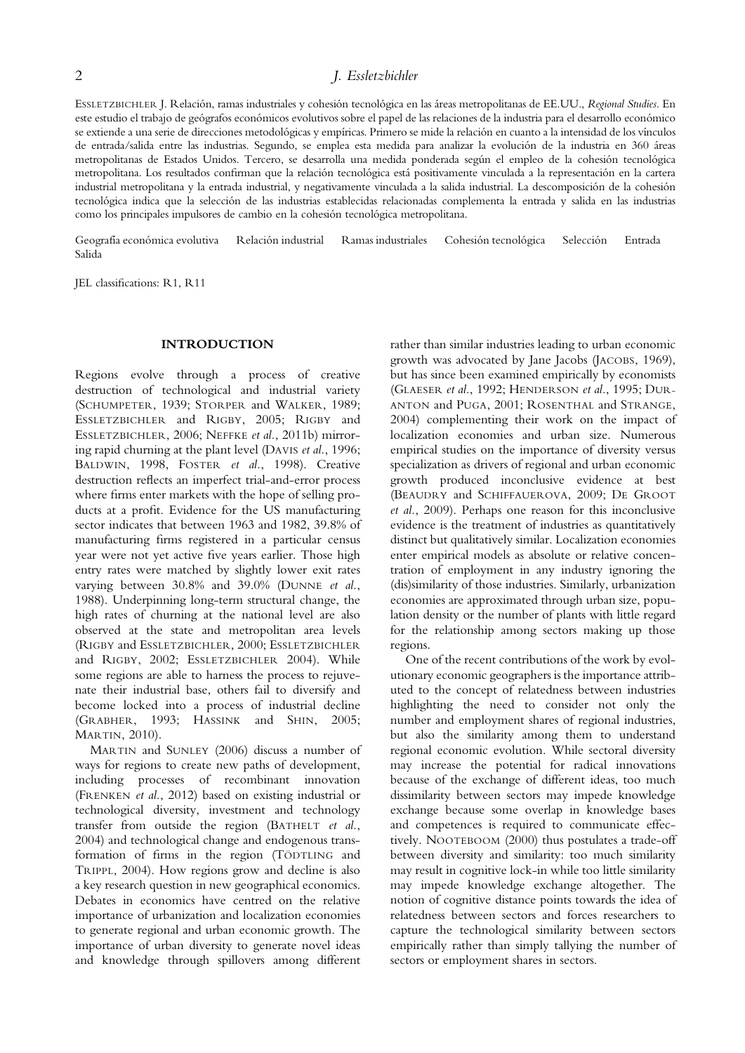## 2 J. Essletzbichler

ESSLETZBICHLER J. Relación, ramas industriales y cohesión tecnológica en las áreas metropolitanas de EE.UU., Regional Studies. En este estudio el trabajo de geógrafos económicos evolutivos sobre el papel de las relaciones de la industria para el desarrollo económico se extiende a una serie de direcciones metodológicas y empíricas. Primero se mide la relación en cuanto a la intensidad de los vínculos de entrada/salida entre las industrias. Segundo, se emplea esta medida para analizar la evolución de la industria en 360 áreas metropolitanas de Estados Unidos. Tercero, se desarrolla una medida ponderada según el empleo de la cohesión tecnológica metropolitana. Los resultados confirman que la relación tecnológica está positivamente vinculada a la representación en la cartera industrial metropolitana y la entrada industrial, y negativamente vinculada a la salida industrial. La descomposición de la cohesión tecnológica indica que la selección de las industrias establecidas relacionadas complementa la entrada y salida en las industrias como los principales impulsores de cambio en la cohesión tecnológica metropolitana.

Geografía económica evolutiva Relación industrial Ramas industriales Cohesión tecnológica Selección Entrada Salida

JEL classifications: R1, R11

#### INTRODUCTION

Regions evolve through a process of creative destruction of technological and industrial variety (SCHUMPETER, 1939; STORPER and WALKER, 1989; ESSLETZBICHLER and RIGBY, 2005; RIGBY and ESSLETZBICHLER, 2006; NEFFKE et al., 2011b) mirroring rapid churning at the plant level (DAVIS et al., 1996; BALDWIN, 1998, FOSTER et al., 1998). Creative destruction reflects an imperfect trial-and-error process where firms enter markets with the hope of selling products at a profit. Evidence for the US manufacturing sector indicates that between 1963 and 1982, 39.8% of manufacturing firms registered in a particular census year were not yet active five years earlier. Those high entry rates were matched by slightly lower exit rates varying between 30.8% and 39.0% (DUNNE et al., 1988). Underpinning long-term structural change, the high rates of churning at the national level are also observed at the state and metropolitan area levels (RIGBY and ESSLETZBICHLER, 2000; ESSLETZBICHLER and RIGBY, 2002; ESSLETZBICHLER 2004). While some regions are able to harness the process to rejuvenate their industrial base, others fail to diversify and become locked into a process of industrial decline (GRABHER, 1993; HASSINK and SHIN, 2005; MARTIN, 2010).

MARTIN and SUNLEY (2006) discuss a number of ways for regions to create new paths of development, including processes of recombinant innovation (FRENKEN et al., 2012) based on existing industrial or technological diversity, investment and technology transfer from outside the region (BATHELT et al., 2004) and technological change and endogenous transformation of firms in the region (TÖDTLING and TRIPPL, 2004). How regions grow and decline is also a key research question in new geographical economics. Debates in economics have centred on the relative importance of urbanization and localization economies to generate regional and urban economic growth. The importance of urban diversity to generate novel ideas and knowledge through spillovers among different

rather than similar industries leading to urban economic growth was advocated by Jane Jacobs (JACOBS, 1969), but has since been examined empirically by economists (GLAESER et al., 1992; HENDERSON et al., 1995; DUR-ANTON and PUGA, 2001; ROSENTHAL and STRANGE, 2004) complementing their work on the impact of localization economies and urban size. Numerous empirical studies on the importance of diversity versus specialization as drivers of regional and urban economic growth produced inconclusive evidence at best (BEAUDRY and SCHIFFAUEROVA, 2009; DE GROOT et al., 2009). Perhaps one reason for this inconclusive evidence is the treatment of industries as quantitatively distinct but qualitatively similar. Localization economies enter empirical models as absolute or relative concentration of employment in any industry ignoring the (dis)similarity of those industries. Similarly, urbanization economies are approximated through urban size, population density or the number of plants with little regard for the relationship among sectors making up those regions.

One of the recent contributions of the work by evolutionary economic geographers is the importance attributed to the concept of relatedness between industries highlighting the need to consider not only the number and employment shares of regional industries, but also the similarity among them to understand regional economic evolution. While sectoral diversity may increase the potential for radical innovations because of the exchange of different ideas, too much dissimilarity between sectors may impede knowledge exchange because some overlap in knowledge bases and competences is required to communicate effectively. NOOTEBOOM (2000) thus postulates a trade-off between diversity and similarity: too much similarity may result in cognitive lock-in while too little similarity may impede knowledge exchange altogether. The notion of cognitive distance points towards the idea of relatedness between sectors and forces researchers to capture the technological similarity between sectors empirically rather than simply tallying the number of sectors or employment shares in sectors.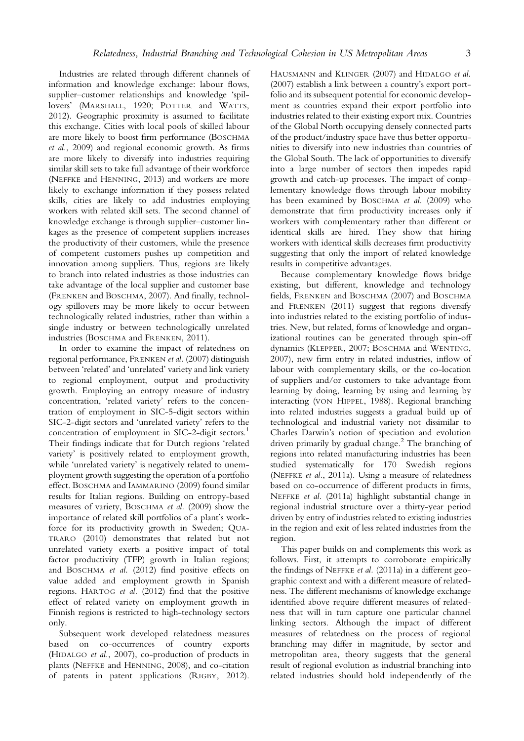Industries are related through different channels of information and knowledge exchange: labour flows, supplier–customer relationships and knowledge 'spillovers' (MARSHALL, 1920; POTTER and WATTS, 2012). Geographic proximity is assumed to facilitate this exchange. Cities with local pools of skilled labour are more likely to boost firm performance (BOSCHMA et al., 2009) and regional economic growth. As firms are more likely to diversify into industries requiring similar skill sets to take full advantage of their workforce (NEFFKE and HENNING, 2013) and workers are more likely to exchange information if they possess related skills, cities are likely to add industries employing workers with related skill sets. The second channel of knowledge exchange is through supplier–customer linkages as the presence of competent suppliers increases the productivity of their customers, while the presence of competent customers pushes up competition and innovation among suppliers. Thus, regions are likely to branch into related industries as those industries can take advantage of the local supplier and customer base (FRENKEN and BOSCHMA, 2007). And finally, technology spillovers may be more likely to occur between technologically related industries, rather than within a single industry or between technologically unrelated industries (BOSCHMA and FRENKEN, 2011).

In order to examine the impact of relatedness on regional performance, FRENKEN et al. (2007) distinguish between 'related' and 'unrelated' variety and link variety to regional employment, output and productivity growth. Employing an entropy measure of industry concentration, 'related variety' refers to the concentration of employment in SIC-5-digit sectors within SIC-2-digit sectors and 'unrelated variety' refers to the concentration of employment in SIC-2-digit sectors.<sup>1</sup> Their findings indicate that for Dutch regions 'related variety' is positively related to employment growth, while 'unrelated variety' is negatively related to unemployment growth suggesting the operation of a portfolio effect. BOSCHMA and IAMMARINO (2009) found similar results for Italian regions. Building on entropy-based measures of variety, BOSCHMA et al. (2009) show the importance of related skill portfolios of a plant's workforce for its productivity growth in Sweden; QUA-TRARO (2010) demonstrates that related but not unrelated variety exerts a positive impact of total factor productivity (TFP) growth in Italian regions; and BOSCHMA et al. (2012) find positive effects on value added and employment growth in Spanish regions. HARTOG et al. (2012) find that the positive effect of related variety on employment growth in Finnish regions is restricted to high-technology sectors only.

Subsequent work developed relatedness measures based on co-occurrences of country exports (HIDALGO et al., 2007), co-production of products in plants (NEFFKE and HENNING, 2008), and co-citation of patents in patent applications (RIGBY, 2012).

HAUSMANN and KLINGER (2007) and HIDALGO et al. (2007) establish a link between a country's export portfolio and its subsequent potential for economic development as countries expand their export portfolio into industries related to their existing export mix. Countries of the Global North occupying densely connected parts of the product/industry space have thus better opportunities to diversify into new industries than countries of the Global South. The lack of opportunities to diversify into a large number of sectors then impedes rapid growth and catch-up processes. The impact of complementary knowledge flows through labour mobility has been examined by BOSCHMA et al. (2009) who demonstrate that firm productivity increases only if workers with complementary rather than different or identical skills are hired. They show that hiring workers with identical skills decreases firm productivity suggesting that only the import of related knowledge results in competitive advantages.

Because complementary knowledge flows bridge existing, but different, knowledge and technology fields, FRENKEN and BOSCHMA (2007) and BOSCHMA and FRENKEN (2011) suggest that regions diversify into industries related to the existing portfolio of industries. New, but related, forms of knowledge and organizational routines can be generated through spin-off dynamics (KLEPPER, 2007; BOSCHMA and WENTING, 2007), new firm entry in related industries, inflow of labour with complementary skills, or the co-location of suppliers and/or customers to take advantage from learning by doing, learning by using and learning by interacting (VON HIPPEL, 1988). Regional branching into related industries suggests a gradual build up of technological and industrial variety not dissimilar to Charles Darwin's notion of speciation and evolution driven primarily by gradual change.<sup>2</sup> The branching of regions into related manufacturing industries has been studied systematically for 170 Swedish regions (NEFFKE et al., 2011a). Using a measure of relatedness based on co-occurrence of different products in firms, NEFFKE et al. (2011a) highlight substantial change in regional industrial structure over a thirty-year period driven by entry of industries related to existing industries in the region and exit of less related industries from the region.

This paper builds on and complements this work as follows. First, it attempts to corroborate empirically the findings of NEFFKE et al. (2011a) in a different geographic context and with a different measure of relatedness. The different mechanisms of knowledge exchange identified above require different measures of relatedness that will in turn capture one particular channel linking sectors. Although the impact of different measures of relatedness on the process of regional branching may differ in magnitude, by sector and metropolitan area, theory suggests that the general result of regional evolution as industrial branching into related industries should hold independently of the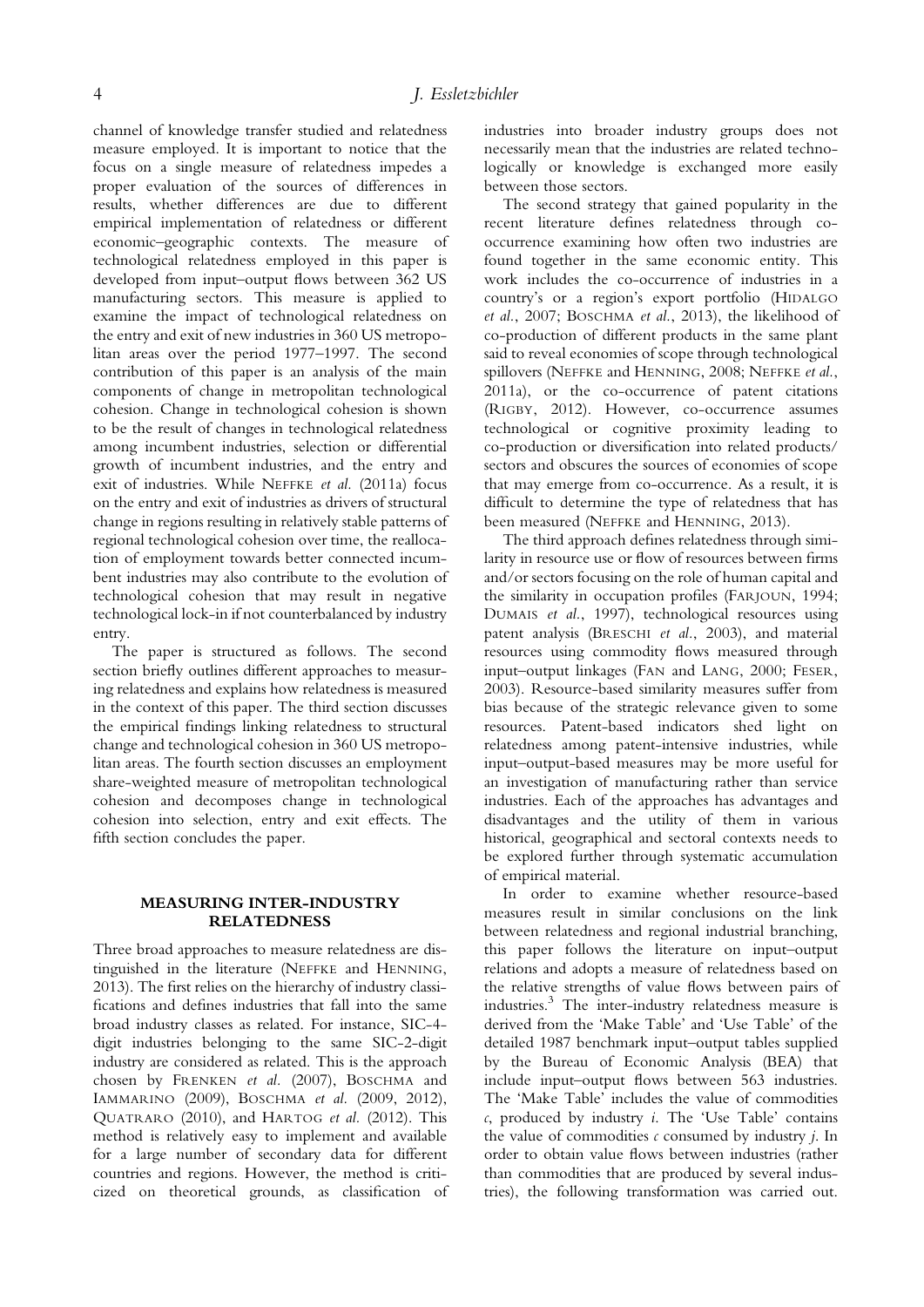channel of knowledge transfer studied and relatedness measure employed. It is important to notice that the focus on a single measure of relatedness impedes a proper evaluation of the sources of differences in results, whether differences are due to different empirical implementation of relatedness or different economic–geographic contexts. The measure of technological relatedness employed in this paper is developed from input–output flows between 362 US manufacturing sectors. This measure is applied to examine the impact of technological relatedness on the entry and exit of new industries in 360 US metropolitan areas over the period 1977–1997. The second contribution of this paper is an analysis of the main components of change in metropolitan technological cohesion. Change in technological cohesion is shown to be the result of changes in technological relatedness among incumbent industries, selection or differential growth of incumbent industries, and the entry and exit of industries. While NEFFKE et al. (2011a) focus on the entry and exit of industries as drivers of structural change in regions resulting in relatively stable patterns of regional technological cohesion over time, the reallocation of employment towards better connected incumbent industries may also contribute to the evolution of technological cohesion that may result in negative technological lock-in if not counterbalanced by industry entry.

The paper is structured as follows. The second section briefly outlines different approaches to measuring relatedness and explains how relatedness is measured in the context of this paper. The third section discusses the empirical findings linking relatedness to structural change and technological cohesion in 360 US metropolitan areas. The fourth section discusses an employment share-weighted measure of metropolitan technological cohesion and decomposes change in technological cohesion into selection, entry and exit effects. The fifth section concludes the paper.

### MEASURING INTER-INDUSTRY RELATEDNESS

Three broad approaches to measure relatedness are distinguished in the literature (NEFFKE and HENNING, 2013). The first relies on the hierarchy of industry classifications and defines industries that fall into the same broad industry classes as related. For instance, SIC-4 digit industries belonging to the same SIC-2-digit industry are considered as related. This is the approach chosen by FRENKEN et al. (2007), BOSCHMA and IAMMARINO (2009), BOSCHMA et al. (2009, 2012), QUATRARO (2010), and HARTOG et al. (2012). This method is relatively easy to implement and available for a large number of secondary data for different countries and regions. However, the method is criticized on theoretical grounds, as classification of industries into broader industry groups does not necessarily mean that the industries are related technologically or knowledge is exchanged more easily between those sectors.

The second strategy that gained popularity in the recent literature defines relatedness through cooccurrence examining how often two industries are found together in the same economic entity. This work includes the co-occurrence of industries in a country's or a region's export portfolio (HIDALGO et al., 2007; BOSCHMA et al., 2013), the likelihood of co-production of different products in the same plant said to reveal economies of scope through technological spillovers (NEFFKE and HENNING, 2008; NEFFKE et al., 2011a), or the co-occurrence of patent citations (RIGBY, 2012). However, co-occurrence assumes technological or cognitive proximity leading to co-production or diversification into related products/ sectors and obscures the sources of economies of scope that may emerge from co-occurrence. As a result, it is difficult to determine the type of relatedness that has been measured (NEFFKE and HENNING, 2013).

The third approach defines relatedness through similarity in resource use or flow of resources between firms and/or sectors focusing on the role of human capital and the similarity in occupation profiles (FARJOUN, 1994; DUMAIS et al., 1997), technological resources using patent analysis (BRESCHI et al., 2003), and material resources using commodity flows measured through input–output linkages (FAN and LANG, 2000; FESER, 2003). Resource-based similarity measures suffer from bias because of the strategic relevance given to some resources. Patent-based indicators shed light on relatedness among patent-intensive industries, while input–output-based measures may be more useful for an investigation of manufacturing rather than service industries. Each of the approaches has advantages and disadvantages and the utility of them in various historical, geographical and sectoral contexts needs to be explored further through systematic accumulation of empirical material.

In order to examine whether resource-based measures result in similar conclusions on the link between relatedness and regional industrial branching, this paper follows the literature on input–output relations and adopts a measure of relatedness based on the relative strengths of value flows between pairs of industries.3 The inter-industry relatedness measure is derived from the 'Make Table' and 'Use Table' of the detailed 1987 benchmark input–output tables supplied by the Bureau of Economic Analysis (BEA) that include input–output flows between 563 industries. The 'Make Table' includes the value of commodities  $c$ , produced by industry  $i$ . The 'Use Table' contains the value of commodities  $\epsilon$  consumed by industry  $j$ . In order to obtain value flows between industries (rather than commodities that are produced by several industries), the following transformation was carried out.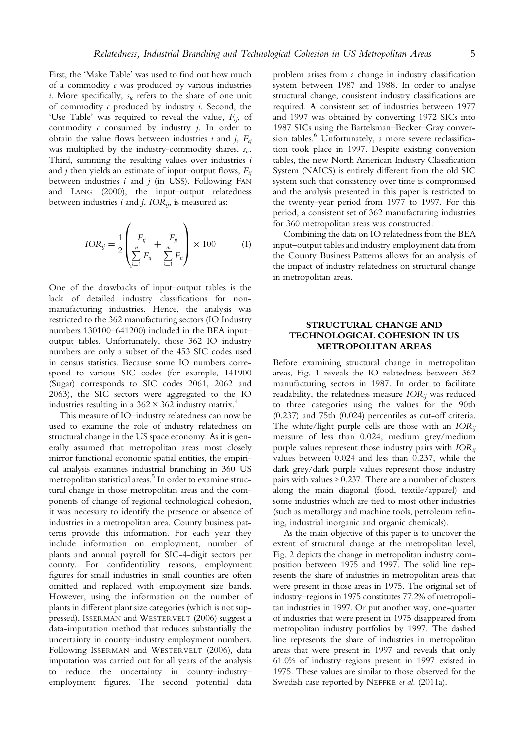First, the 'Make Table' was used to find out how much of a commodity  $c$  was produced by various industries i. More specifically,  $s_{ic}$  refers to the share of one unit of commodity  $\epsilon$  produced by industry  $i$ . Second, the 'Use Table' was required to reveal the value,  $F_{ci}$ , of commodity  $c$  consumed by industry  $j$ . In order to obtain the value flows between industries *i* and *j*,  $F_{ci}$ was multiplied by the industry-commodity shares,  $s_{ic}$ . Third, summing the resulting values over industries  $i$ and *j* then yields an estimate of input–output flows,  $F_{ii}$ between industries  $i$  and  $j$  (in US\$). Following FAN and LANG (2000), the input–output relatedness between industries i and j,  $IOR_{ij}$ , is measured as:

$$
IOR_{ij} = \frac{1}{2} \left( \frac{F_{ij}}{\sum_{j=1}^{n} F_{ij}} + \frac{F_{ji}}{\sum_{i=1}^{m} F_{ji}} \right) \times 100 \tag{1}
$$

One of the drawbacks of input–output tables is the lack of detailed industry classifications for nonmanufacturing industries. Hence, the analysis was restricted to the 362 manufacturing sectors (IO Industry numbers 130100–641200) included in the BEA input– output tables. Unfortunately, those 362 IO industry numbers are only a subset of the 453 SIC codes used in census statistics. Because some IO numbers correspond to various SIC codes (for example, 141900 (Sugar) corresponds to SIC codes 2061, 2062 and 2063), the SIC sectors were aggregated to the IO industries resulting in a  $362 \times 362$  industry matrix.<sup>4</sup>

This measure of IO–industry relatedness can now be used to examine the role of industry relatedness on structural change in the US space economy. As it is generally assumed that metropolitan areas most closely mirror functional economic spatial entities, the empirical analysis examines industrial branching in 360 US metropolitan statistical areas.<sup>5</sup> In order to examine structural change in those metropolitan areas and the components of change of regional technological cohesion, it was necessary to identify the presence or absence of industries in a metropolitan area. County business patterns provide this information. For each year they include information on employment, number of plants and annual payroll for SIC-4-digit sectors per county. For confidentiality reasons, employment figures for small industries in small counties are often omitted and replaced with employment size bands. However, using the information on the number of plants in different plant size categories (which is not suppressed), ISSERMAN and WESTERVELT (2006) suggest a data-imputation method that reduces substantially the uncertainty in county–industry employment numbers. Following ISSERMAN and WESTERVELT (2006), data imputation was carried out for all years of the analysis to reduce the uncertainty in county–industry– employment figures. The second potential data

problem arises from a change in industry classification system between 1987 and 1988. In order to analyse structural change, consistent industry classifications are required. A consistent set of industries between 1977 and 1997 was obtained by converting 1972 SICs into 1987 SICs using the Bartelsman–Becker–Gray conversion tables.<sup>6</sup> Unfortunately, a more severe reclassification took place in 1997. Despite existing conversion tables, the new North American Industry Classification System (NAICS) is entirely different from the old SIC system such that consistency over time is compromised and the analysis presented in this paper is restricted to the twenty-year period from 1977 to 1997. For this period, a consistent set of 362 manufacturing industries for 360 metropolitan areas was constructed.

Combining the data on IO relatedness from the BEA input–output tables and industry employment data from the County Business Patterns allows for an analysis of the impact of industry relatedness on structural change in metropolitan areas.

## STRUCTURAL CHANGE AND TECHNOLOGICAL COHESION IN US METROPOLITAN AREAS

Before examining structural change in metropolitan areas, Fig. 1 reveals the IO relatedness between 362 manufacturing sectors in 1987. In order to facilitate readability, the relatedness measure  $IOR_{ij}$  was reduced to three categories using the values for the 90th (0.237) and 75th (0.024) percentiles as cut-off criteria. The white/light purple cells are those with an  $IOR_{ii}$ measure of less than 0.024, medium grey/medium purple values represent those industry pairs with  $IOR_{ii}$ values between 0.024 and less than 0.237, while the dark grey/dark purple values represent those industry pairs with values  $\geq 0.237$ . There are a number of clusters along the main diagonal (food, textile/apparel) and some industries which are tied to most other industries (such as metallurgy and machine tools, petroleum refining, industrial inorganic and organic chemicals).

As the main objective of this paper is to uncover the extent of structural change at the metropolitan level, Fig. 2 depicts the change in metropolitan industry composition between 1975 and 1997. The solid line represents the share of industries in metropolitan areas that were present in those areas in 1975. The original set of industry–regions in 1975 constitutes 77.2% of metropolitan industries in 1997. Or put another way, one-quarter of industries that were present in 1975 disappeared from metropolitan industry portfolios by 1997. The dashed line represents the share of industries in metropolitan areas that were present in 1997 and reveals that only 61.0% of industry–regions present in 1997 existed in 1975. These values are similar to those observed for the Swedish case reported by NEFFKE et al. (2011a).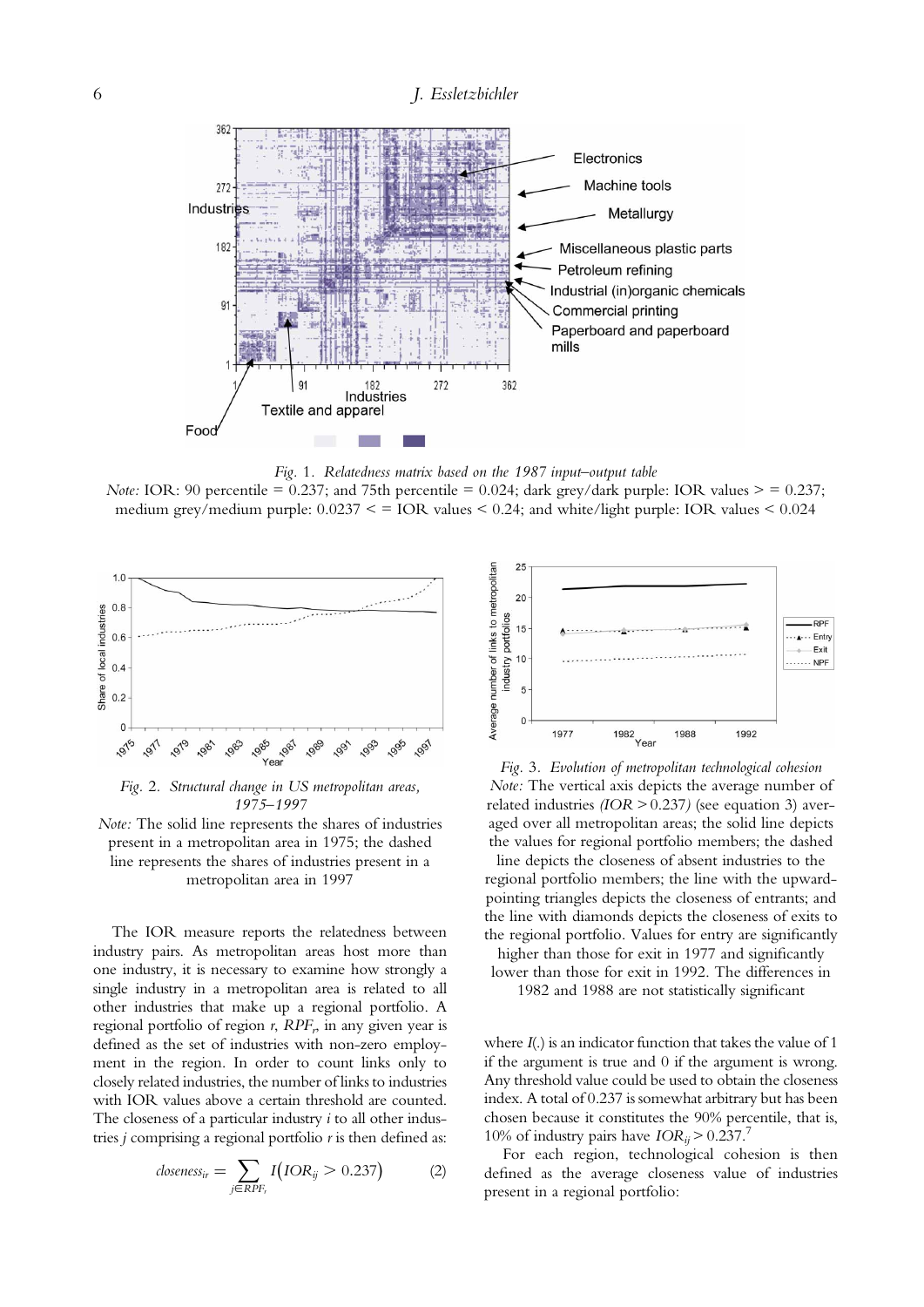

Fig. 1. Relatedness matrix based on the 1987 input–output table

Note: IOR: 90 percentile = 0.237; and 75th percentile = 0.024; dark grey/dark purple: IOR values  $>$  = 0.237; medium grey/medium purple:  $0.0237 \leq$  = IOR values  $\leq 0.24$ ; and white/light purple: IOR values  $\leq 0.024$ 



Fig. 2. Structural change in US metropolitan areas, 1975–1997

Note: The solid line represents the shares of industries present in a metropolitan area in 1975; the dashed line represents the shares of industries present in a metropolitan area in 1997

The IOR measure reports the relatedness between industry pairs. As metropolitan areas host more than one industry, it is necessary to examine how strongly a single industry in a metropolitan area is related to all other industries that make up a regional portfolio. A regional portfolio of region  $r$ ,  $RPF<sub>r</sub>$ , in any given year is defined as the set of industries with non-zero employment in the region. In order to count links only to closely related industries, the number of links to industries with IOR values above a certain threshold are counted. The closeness of a particular industry  $i$  to all other industries *j* comprising a regional portfolio  $r$  is then defined as:

$$
doseness_{ir} = \sum_{j \in RPF_r} I\big(IOR_{ij} > 0.237\big) \tag{2}
$$



Fig. 3. Evolution of metropolitan technological cohesion Note: The vertical axis depicts the average number of related industries  $(IOR > 0.237)$  (see equation 3) averaged over all metropolitan areas; the solid line depicts the values for regional portfolio members; the dashed

line depicts the closeness of absent industries to the regional portfolio members; the line with the upwardpointing triangles depicts the closeness of entrants; and the line with diamonds depicts the closeness of exits to the regional portfolio. Values for entry are significantly

higher than those for exit in 1977 and significantly lower than those for exit in 1992. The differences in 1982 and 1988 are not statistically significant

where I(.) is an indicator function that takes the value of 1 if the argument is true and 0 if the argument is wrong. Any threshold value could be used to obtain the closeness index. A total of 0.237 is somewhat arbitrary but has been chosen because it constitutes the 90% percentile, that is, 10% of industry pairs have  $IOR_{ii} > 0.237$ .

For each region, technological cohesion is then defined as the average closeness value of industries present in a regional portfolio: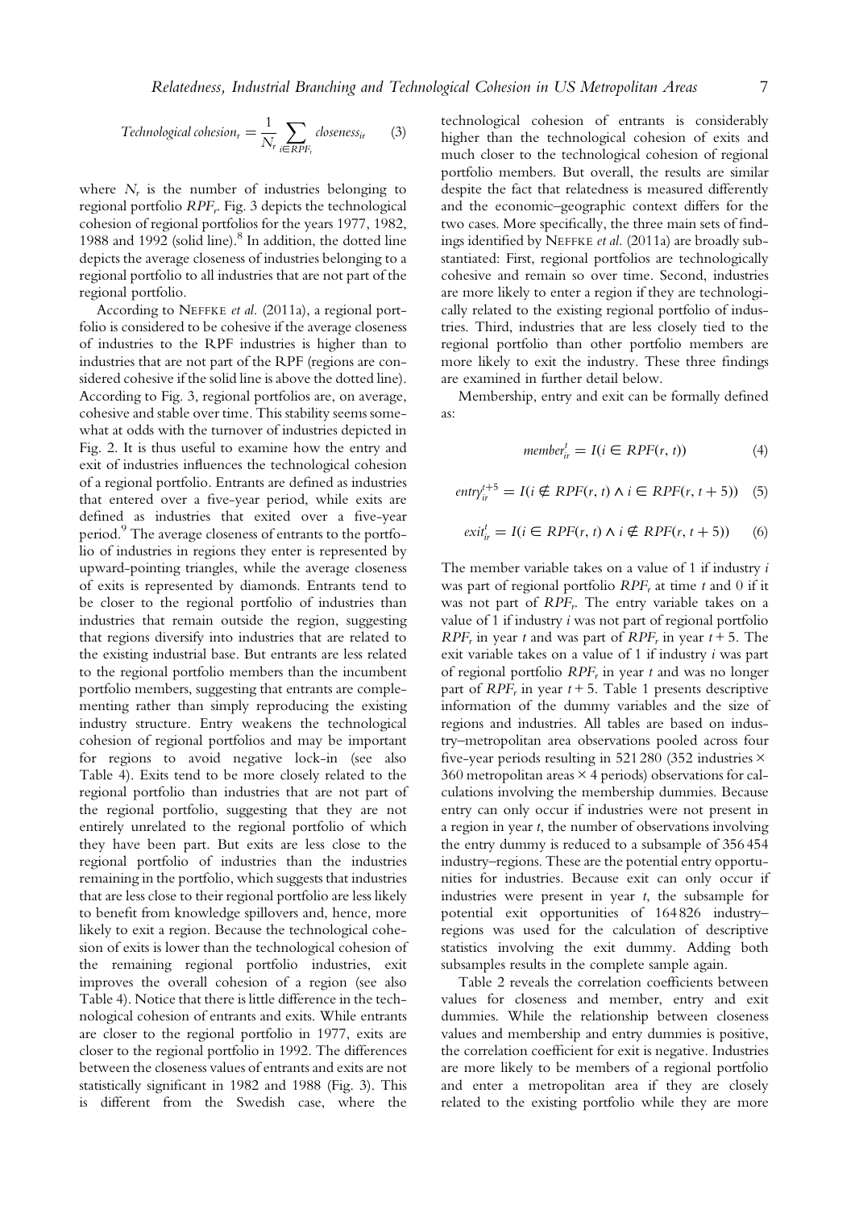$$
Technological cohesionr = \frac{1}{N_r} \sum_{i \in RPF_r} closeness_{ir} \tag{3}
$$

where  $N_r$  is the number of industries belonging to regional portfolio  $RPF_r$ . Fig. 3 depicts the technological cohesion of regional portfolios for the years 1977, 1982, 1988 and 1992 (solid line). $8$  In addition, the dotted line depicts the average closeness of industries belonging to a regional portfolio to all industries that are not part of the regional portfolio.

According to NEFFKE et al. (2011a), a regional portfolio is considered to be cohesive if the average closeness of industries to the RPF industries is higher than to industries that are not part of the RPF (regions are considered cohesive if the solid line is above the dotted line). According to Fig. 3, regional portfolios are, on average, cohesive and stable over time. This stability seems somewhat at odds with the turnover of industries depicted in Fig. 2. It is thus useful to examine how the entry and exit of industries influences the technological cohesion of a regional portfolio. Entrants are defined as industries that entered over a five-year period, while exits are defined as industries that exited over a five-year period.<sup>9</sup> The average closeness of entrants to the portfolio of industries in regions they enter is represented by upward-pointing triangles, while the average closeness of exits is represented by diamonds. Entrants tend to be closer to the regional portfolio of industries than industries that remain outside the region, suggesting that regions diversify into industries that are related to the existing industrial base. But entrants are less related to the regional portfolio members than the incumbent portfolio members, suggesting that entrants are complementing rather than simply reproducing the existing industry structure. Entry weakens the technological cohesion of regional portfolios and may be important for regions to avoid negative lock-in (see also Table 4). Exits tend to be more closely related to the regional portfolio than industries that are not part of the regional portfolio, suggesting that they are not entirely unrelated to the regional portfolio of which they have been part. But exits are less close to the regional portfolio of industries than the industries remaining in the portfolio, which suggests that industries that are less close to their regional portfolio are less likely to benefit from knowledge spillovers and, hence, more likely to exit a region. Because the technological cohesion of exits is lower than the technological cohesion of the remaining regional portfolio industries, exit improves the overall cohesion of a region (see also Table 4). Notice that there is little difference in the technological cohesion of entrants and exits. While entrants are closer to the regional portfolio in 1977, exits are closer to the regional portfolio in 1992. The differences between the closeness values of entrants and exits are not statistically significant in 1982 and 1988 (Fig. 3). This is different from the Swedish case, where the

technological cohesion of entrants is considerably higher than the technological cohesion of exits and much closer to the technological cohesion of regional portfolio members. But overall, the results are similar despite the fact that relatedness is measured differently and the economic–geographic context differs for the two cases. More specifically, the three main sets of findings identified by NEFFKE et al. (2011a) are broadly substantiated: First, regional portfolios are technologically cohesive and remain so over time. Second, industries are more likely to enter a region if they are technologically related to the existing regional portfolio of industries. Third, industries that are less closely tied to the regional portfolio than other portfolio members are more likely to exit the industry. These three findings are examined in further detail below.

Membership, entry and exit can be formally defined as:

$$
member_{ir}^t = I(i \in RPF(r, t))
$$
\n<sup>(4)</sup>

$$
entry_{ir}^{t+5} = I(i \notin RPF(r, t) \land i \in RPF(r, t+5)) \quad (5)
$$

$$
exit_{ir}^t = I(i \in RPF(r, t) \land i \notin RPF(r, t+5)) \qquad (6)
$$

The member variable takes on a value of 1 if industry *i* was part of regional portfolio  $RPF_r$  at time t and 0 if it was not part of  $RPF_r$ . The entry variable takes on a value of 1 if industry i was not part of regional portfolio  $RPF_r$  in year t and was part of  $RPF_r$  in year  $t + 5$ . The exit variable takes on a value of 1 if industry i was part of regional portfolio  $RPF<sub>r</sub>$  in year t and was no longer part of  $RPF<sub>r</sub>$  in year  $t + 5$ . Table 1 presents descriptive information of the dummy variables and the size of regions and industries. All tables are based on industry–metropolitan area observations pooled across four five-year periods resulting in 521 280 (352 industries  $\times$ 360 metropolitan areas  $\times$  4 periods) observations for calculations involving the membership dummies. Because entry can only occur if industries were not present in a region in year t, the number of observations involving the entry dummy is reduced to a subsample of 356454 industry–regions. These are the potential entry opportunities for industries. Because exit can only occur if industries were present in year  $t$ , the subsample for potential exit opportunities of 164 826 industry– regions was used for the calculation of descriptive statistics involving the exit dummy. Adding both subsamples results in the complete sample again.

Table 2 reveals the correlation coefficients between values for closeness and member, entry and exit dummies. While the relationship between closeness values and membership and entry dummies is positive, the correlation coefficient for exit is negative. Industries are more likely to be members of a regional portfolio and enter a metropolitan area if they are closely related to the existing portfolio while they are more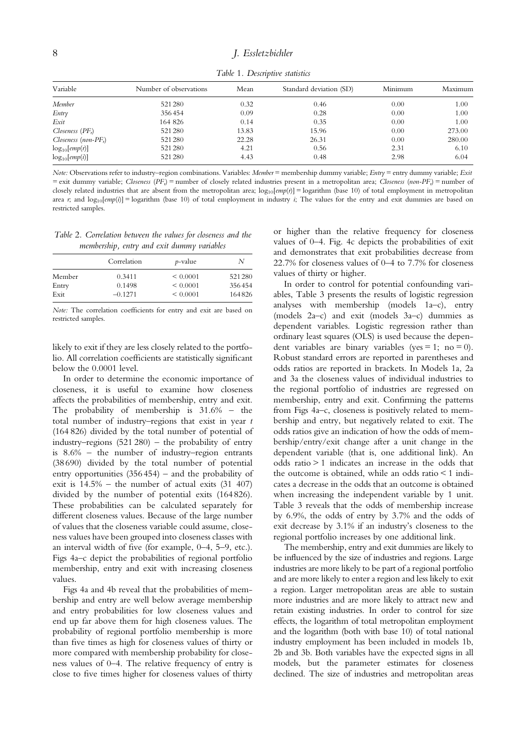Table 1. Descriptive statistics

| Variable                 | Number of observations | Mean  | Standard deviation (SD) | Minimum | Maximum |  |
|--------------------------|------------------------|-------|-------------------------|---------|---------|--|
| Member                   | 521280                 | 0.32  | 0.46                    | 0.00    | 1.00    |  |
| Entry                    | 356454                 | 0.09  | 0.28                    | 0.00    | 1.00    |  |
| Exit                     | 164 826                | 0.14  | 0.35                    | 0.00    | 1.00    |  |
| $Closeness (PF_r)$       | 521280                 | 13.83 | 15.96                   | 0.00    | 273.00  |  |
| Closeness (non- $PF_r$ ) | 521280                 | 22.28 | 26.31                   | 0.00    | 280.00  |  |
| $\log_{10}[emp(r)]$      | 521280                 | 4.21  | 0.56                    | 2.31    | 6.10    |  |
| $log_{10}[emp(i)]$       | 521280                 | 4.43  | 0.48                    | 2.98    | 6.04    |  |

Note: Observations refer to industry–region combinations. Variables: Member = membership dummy variable; Entry = entry dummy variable; Exit  $=$  exit dummy variable; *Closeness* (PF<sub>r</sub>) = number of closely related industries present in a metropolitan area; *Closeness* (non-PF<sub>r</sub>) = number of closely related industries that are absent from the metropolitan area;  $\log_{10}[emp(r)] = \logarithm$  (base 10) of total employment in metropolitan area r; and  $\log_{10}[\text{emp}(i)] = \log_{10}[\text{temp}(t)]$  for total employment in industry i; The values for the entry and exit dummies are based on restricted samples.

Table 2. Correlation between the values for closeness and the membership, entry and exit dummy variables

|        | Correlation | <i>p</i> -value | N      |  |
|--------|-------------|-----------------|--------|--|
| Member | 0.3411      | ${}< 0.0001$    | 521280 |  |
| Entry  | 0.1498      | $\leq 0.0001$   | 356454 |  |
| Exit   | $-0.1271$   | $\leq 0.0001$   | 164826 |  |

Note: The correlation coefficients for entry and exit are based on restricted samples.

likely to exit if they are less closely related to the portfolio. All correlation coefficients are statistically significant below the 0.0001 level.

In order to determine the economic importance of closeness, it is useful to examine how closeness affects the probabilities of membership, entry and exit. The probability of membership is 31.6% – the total number of industry–regions that exist in year t (164 826) divided by the total number of potential of industry–regions (521 280) – the probability of entry is 8.6% – the number of industry–region entrants (38 690) divided by the total number of potential entry opportunities (356 454) – and the probability of exit is  $14.5\%$  – the number of actual exits  $(31\;407)$ divided by the number of potential exits (164826). These probabilities can be calculated separately for different closeness values. Because of the large number of values that the closeness variable could assume, closeness values have been grouped into closeness classes with an interval width of five (for example, 0–4, 5–9, etc.). Figs 4a–c depict the probabilities of regional portfolio membership, entry and exit with increasing closeness values.

Figs 4a and 4b reveal that the probabilities of membership and entry are well below average membership and entry probabilities for low closeness values and end up far above them for high closeness values. The probability of regional portfolio membership is more than five times as high for closeness values of thirty or more compared with membership probability for closeness values of 0–4. The relative frequency of entry is close to five times higher for closeness values of thirty

or higher than the relative frequency for closeness values of 0–4. Fig. 4c depicts the probabilities of exit and demonstrates that exit probabilities decrease from 22.7% for closeness values of 0–4 to 7.7% for closeness values of thirty or higher.

In order to control for potential confounding variables, Table 3 presents the results of logistic regression analyses with membership (models 1a–c), entry (models 2a–c) and exit (models 3a–c) dummies as dependent variables. Logistic regression rather than ordinary least squares (OLS) is used because the dependent variables are binary variables (yes = 1; no = 0). Robust standard errors are reported in parentheses and odds ratios are reported in brackets. In Models 1a, 2a and 3a the closeness values of individual industries to the regional portfolio of industries are regressed on membership, entry and exit. Confirming the patterns from Figs 4a–c, closeness is positively related to membership and entry, but negatively related to exit. The odds ratios give an indication of how the odds of membership/entry/exit change after a unit change in the dependent variable (that is, one additional link). An odds ratio > 1 indicates an increase in the odds that the outcome is obtained, while an odds ratio  $\leq 1$  indicates a decrease in the odds that an outcome is obtained when increasing the independent variable by 1 unit. Table 3 reveals that the odds of membership increase by 6.9%, the odds of entry by 3.7% and the odds of exit decrease by 3.1% if an industry's closeness to the regional portfolio increases by one additional link.

The membership, entry and exit dummies are likely to be influenced by the size of industries and regions. Large industries are more likely to be part of a regional portfolio and are more likely to enter a region and less likely to exit a region. Larger metropolitan areas are able to sustain more industries and are more likely to attract new and retain existing industries. In order to control for size effects, the logarithm of total metropolitan employment and the logarithm (both with base 10) of total national industry employment has been included in models 1b, 2b and 3b. Both variables have the expected signs in all models, but the parameter estimates for closeness declined. The size of industries and metropolitan areas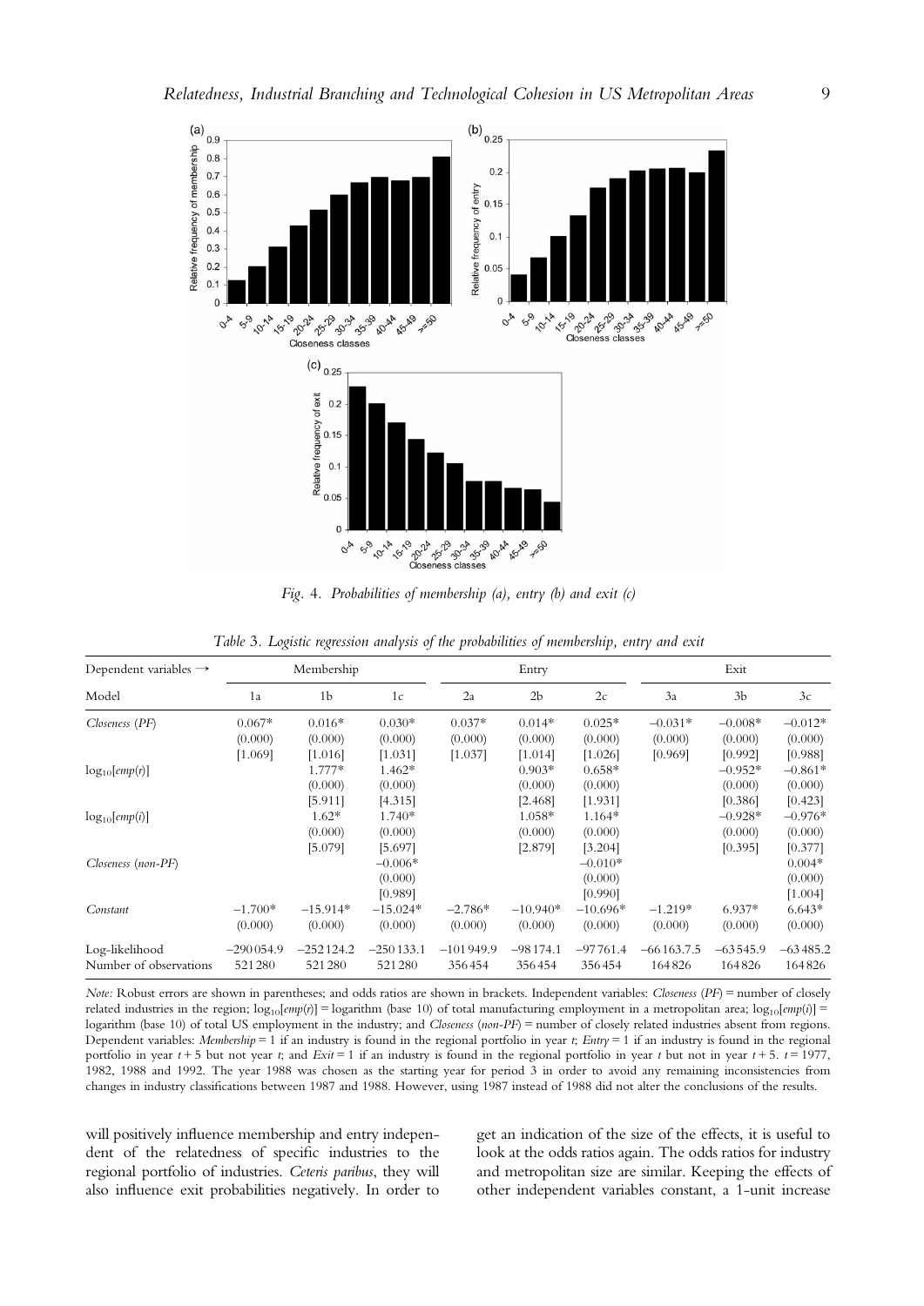

Fig. 4. Probabilities of membership (a), entry (b) and exit (c)

| Dependent variables $\rightarrow$ | Membership  |                |             | Entry       |                |            | Exit         |                |            |
|-----------------------------------|-------------|----------------|-------------|-------------|----------------|------------|--------------|----------------|------------|
| Model                             | 1a          | 1 <sub>b</sub> | 1c          | 2a          | 2 <sub>b</sub> | 2c         | 3a           | 3 <sub>b</sub> | 3c         |
| Closeness (PF)                    | $0.067*$    | $0.016*$       | $0.030*$    | $0.037*$    | $0.014*$       | $0.025*$   | $-0.031*$    | $-0.008*$      | $-0.012*$  |
|                                   | (0.000)     | (0.000)        | (0.000)     | (0.000)     | (0.000)        | (0.000)    | (0.000)      | (0.000)        | (0.000)    |
|                                   | [1.069]     | [1.016]        | [1.031]     | [1.037]     | [1.014]        | [1.026]    | [0.969]      | [0.992]        | [0.988]    |
| $\log_{10}[\text{emp}(r)]$        |             | 1.777*         | 1.462*      |             | $0.903*$       | $0.658*$   |              | $-0.952*$      | $-0.861*$  |
|                                   |             | (0.000)        | (0.000)     |             | (0.000)        | (0.000)    |              | (0.000)        | (0.000)    |
|                                   |             | [5.911]        | [4.315]     |             | [2.468]        | [1.931]    |              | [0.386]        | [0.423]    |
| $log_{10}[emp(i)]$                |             | $1.62*$        | $1.740*$    |             | 1.058*         | $1.164*$   |              | $-0.928*$      | $-0.976*$  |
|                                   |             | (0.000)        | (0.000)     |             | (0.000)        | (0.000)    |              | (0.000)        | (0.000)    |
|                                   |             | [5.079]        | [5.697]     |             | [2.879]        | [3.204]    |              | [0.395]        | [0.377]    |
| $Closeness (non-PF)$              |             |                | $-0.006*$   |             |                | $-0.010*$  |              |                | $0.004*$   |
|                                   |             |                | (0.000)     |             |                | (0.000)    |              |                | (0.000)    |
|                                   |             |                | [0.989]     |             |                | [0.990]    |              |                | [1.004]    |
| Constant                          | $-1.700*$   | $-15.914*$     | $-15.024*$  | $-2.786*$   | $-10.940*$     | $-10.696*$ | $-1.219*$    | $6.937*$       | $6.643*$   |
|                                   | (0.000)     | (0.000)        | (0.000)     | (0.000)     | (0.000)        | (0.000)    | (0.000)      | (0.000)        | (0.000)    |
| Log-likelihood                    | $-290054.9$ | $-252124.2$    | $-250133.1$ | $-101949.9$ | $-98174.1$     | $-97761.4$ | $-66163.7.5$ | $-63545.9$     | $-63485.2$ |
| Number of observations            | 521280      | 521280         | 521280      | 356454      | 356454         | 356454     | 164826       | 164826         | 164826     |

Table 3. Logistic regression analysis of the probabilities of membership, entry and exit

Note: Robust errors are shown in parentheses; and odds ratios are shown in brackets. Independent variables: Closeness (PF) = number of closely related industries in the region;  $log_{10}[emp(r)] = logarithm$  (base 10) of total manufacturing employment in a metropolitan area;  $log_{10}[emp(r)] =$ logarithm (base 10) of total US employment in the industry; and Closeness (non-PF) = number of closely related industries absent from regions. Dependent variables: Membership = 1 if an industry is found in the regional portfolio in year t; Entry = 1 if an industry is found in the regional portfolio in year  $t + 5$  but not year t; and Exit = 1 if an industry is found in the regional portfolio in year t but not in year  $t + 5$ .  $t = 1977$ , 1982, 1988 and 1992. The year 1988 was chosen as the starting year for period 3 in order to avoid any remaining inconsistencies from changes in industry classifications between 1987 and 1988. However, using 1987 instead of 1988 did not alter the conclusions of the results.

will positively influence membership and entry independent of the relatedness of specific industries to the regional portfolio of industries. Ceteris paribus, they will also influence exit probabilities negatively. In order to get an indication of the size of the effects, it is useful to look at the odds ratios again. The odds ratios for industry and metropolitan size are similar. Keeping the effects of other independent variables constant, a 1-unit increase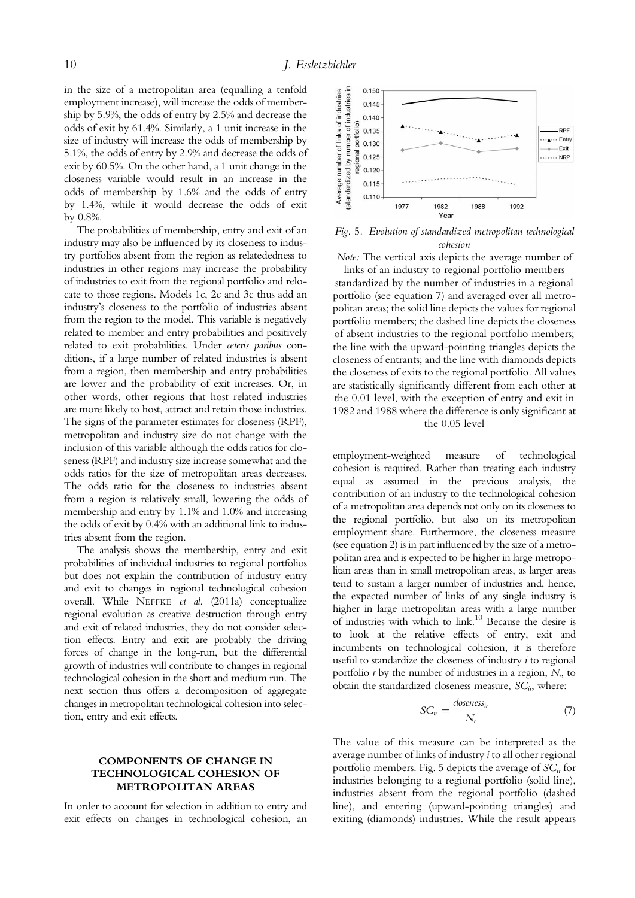in the size of a metropolitan area (equalling a tenfold employment increase), will increase the odds of membership by 5.9%, the odds of entry by 2.5% and decrease the odds of exit by 61.4%. Similarly, a 1 unit increase in the size of industry will increase the odds of membership by 5.1%, the odds of entry by 2.9% and decrease the odds of exit by 60.5%. On the other hand, a 1 unit change in the closeness variable would result in an increase in the odds of membership by 1.6% and the odds of entry by 1.4%, while it would decrease the odds of exit by 0.8%.

The probabilities of membership, entry and exit of an industry may also be influenced by its closeness to industry portfolios absent from the region as relatededness to industries in other regions may increase the probability of industries to exit from the regional portfolio and relocate to those regions. Models 1c, 2c and 3c thus add an industry's closeness to the portfolio of industries absent from the region to the model. This variable is negatively related to member and entry probabilities and positively related to exit probabilities. Under ceteris paribus conditions, if a large number of related industries is absent from a region, then membership and entry probabilities are lower and the probability of exit increases. Or, in other words, other regions that host related industries are more likely to host, attract and retain those industries. The signs of the parameter estimates for closeness (RPF), metropolitan and industry size do not change with the inclusion of this variable although the odds ratios for closeness (RPF) and industry size increase somewhat and the odds ratios for the size of metropolitan areas decreases. The odds ratio for the closeness to industries absent from a region is relatively small, lowering the odds of membership and entry by 1.1% and 1.0% and increasing the odds of exit by 0.4% with an additional link to industries absent from the region.

The analysis shows the membership, entry and exit probabilities of individual industries to regional portfolios but does not explain the contribution of industry entry and exit to changes in regional technological cohesion overall. While NEFFKE et al. (2011a) conceptualize regional evolution as creative destruction through entry and exit of related industries, they do not consider selection effects. Entry and exit are probably the driving forces of change in the long-run, but the differential growth of industries will contribute to changes in regional technological cohesion in the short and medium run. The next section thus offers a decomposition of aggregate changes in metropolitan technological cohesion into selection, entry and exit effects.

## COMPONENTS OF CHANGE IN TECHNOLOGICAL COHESION OF METROPOLITAN AREAS

In order to account for selection in addition to entry and exit effects on changes in technological cohesion, an



Fig. 5. Evolution of standardized metropolitan technological cohesion

Note: The vertical axis depicts the average number of

links of an industry to regional portfolio members standardized by the number of industries in a regional portfolio (see equation 7) and averaged over all metropolitan areas; the solid line depicts the values for regional portfolio members; the dashed line depicts the closeness of absent industries to the regional portfolio members; the line with the upward-pointing triangles depicts the closeness of entrants; and the line with diamonds depicts the closeness of exits to the regional portfolio. All values are statistically significantly different from each other at the 0.01 level, with the exception of entry and exit in 1982 and 1988 where the difference is only significant at the 0.05 level

employment-weighted measure of technological cohesion is required. Rather than treating each industry equal as assumed in the previous analysis, the contribution of an industry to the technological cohesion of a metropolitan area depends not only on its closeness to the regional portfolio, but also on its metropolitan employment share. Furthermore, the closeness measure (see equation 2) is in part influenced by the size of a metropolitan area and is expected to be higher in large metropolitan areas than in small metropolitan areas, as larger areas tend to sustain a larger number of industries and, hence, the expected number of links of any single industry is higher in large metropolitan areas with a large number of industries with which to link.10 Because the desire is to look at the relative effects of entry, exit and incumbents on technological cohesion, it is therefore useful to standardize the closeness of industry i to regional portfolio  $r$  by the number of industries in a region,  $N_r$ , to obtain the standardized closeness measure,  $SC_{ir}$ , where:

$$
SC_{ir} = \frac{doseness_{ir}}{N_r} \tag{7}
$$

The value of this measure can be interpreted as the average number of links of industry i to all other regional portfolio members. Fig. 5 depicts the average of  $SC_{ir}$  for industries belonging to a regional portfolio (solid line), industries absent from the regional portfolio (dashed line), and entering (upward-pointing triangles) and exiting (diamonds) industries. While the result appears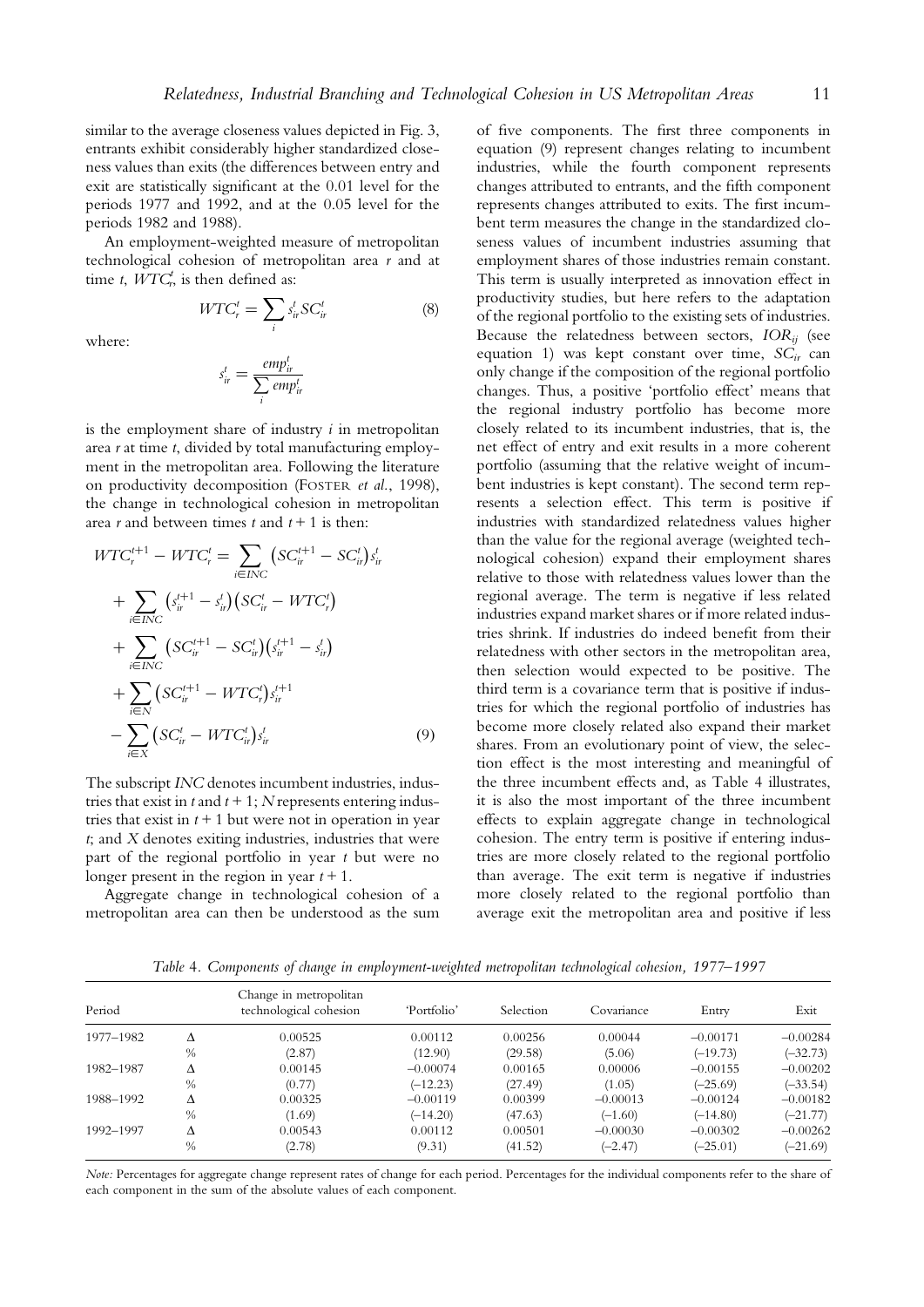$(8)$ 

similar to the average closeness values depicted in Fig. 3, entrants exhibit considerably higher standardized closeness values than exits (the differences between entry and exit are statistically significant at the 0.01 level for the periods 1977 and 1992, and at the 0.05 level for the periods 1982 and 1988).

An employment-weighted measure of metropolitan technological cohesion of metropolitan area r and at time t,  $\widetilde{WTC}^t_r$  is then defined as:

 $s_{ir}^t SC_i^t$ 

 $WTC_r^t = \sum_i$ 

where:

$$
s_{ir}^t = \frac{emp_{ir}^t}{\sum_i emp_{ir}^t}
$$

is the employment share of industry  $i$  in metropolitan area  $r$  at time  $t$ , divided by total manufacturing employment in the metropolitan area. Following the literature on productivity decomposition (FOSTER et al., 1998), the change in technological cohesion in metropolitan area r and between times t and  $t + 1$  is then:

$$
WTC_r^{t+1} - WTC_r^t = \sum_{i \in INC} (SC_{ir}^{t+1} - SC_{ir}^t) s_{ir}^t
$$
  
+ 
$$
\sum_{i \in INC} (s_{ir}^{t+1} - s_{ir}^t) (SC_{ir}^t - WTC_r^t)
$$
  
+ 
$$
\sum_{i \in INC} (SC_{ir}^{t+1} - SC_{ir}^t) (s_{ir}^{t+1} - s_{ir}^t)
$$
  
+ 
$$
\sum_{i \in N} (SC_{ir}^{t+1} - WTC_r^t) s_{ir}^{t+1}
$$
  
- 
$$
\sum_{i \in X} (SC_{ir}^t - WTC_{ir}^t) s_{ir}^t
$$
 (9)

The subscript INC denotes incumbent industries, industries that exist in  $t$  and  $t + 1$ ; N represents entering industries that exist in  $t + 1$  but were not in operation in year t; and X denotes exiting industries, industries that were part of the regional portfolio in year  $t$  but were no longer present in the region in year  $t + 1$ .

Aggregate change in technological cohesion of a metropolitan area can then be understood as the sum

of five components. The first three components in equation (9) represent changes relating to incumbent industries, while the fourth component represents changes attributed to entrants, and the fifth component represents changes attributed to exits. The first incumbent term measures the change in the standardized closeness values of incumbent industries assuming that employment shares of those industries remain constant. This term is usually interpreted as innovation effect in productivity studies, but here refers to the adaptation of the regional portfolio to the existing sets of industries. Because the relatedness between sectors,  $IOR_{ii}$  (see equation 1) was kept constant over time,  $SC_{ir}$  can only change if the composition of the regional portfolio changes. Thus, a positive 'portfolio effect' means that the regional industry portfolio has become more closely related to its incumbent industries, that is, the net effect of entry and exit results in a more coherent portfolio (assuming that the relative weight of incumbent industries is kept constant). The second term represents a selection effect. This term is positive if industries with standardized relatedness values higher than the value for the regional average (weighted technological cohesion) expand their employment shares relative to those with relatedness values lower than the regional average. The term is negative if less related industries expand market shares or if more related industries shrink. If industries do indeed benefit from their relatedness with other sectors in the metropolitan area, then selection would expected to be positive. The third term is a covariance term that is positive if industries for which the regional portfolio of industries has become more closely related also expand their market shares. From an evolutionary point of view, the selection effect is the most interesting and meaningful of the three incumbent effects and, as Table 4 illustrates, it is also the most important of the three incumbent effects to explain aggregate change in technological cohesion. The entry term is positive if entering industries are more closely related to the regional portfolio than average. The exit term is negative if industries more closely related to the regional portfolio than average exit the metropolitan area and positive if less

Table 4. Components of change in employment-weighted metropolitan technological cohesion, 1977–1997

| Period    |      | Change in metropolitan<br>technological cohesion | 'Portfolio' | Selection | Covariance | Entry      | Exit       |
|-----------|------|--------------------------------------------------|-------------|-----------|------------|------------|------------|
| 1977-1982 | Δ    | 0.00525                                          | 0.00112     | 0.00256   | 0.00044    | $-0.00171$ | $-0.00284$ |
|           | $\%$ | (2.87)                                           | (12.90)     | (29.58)   | (5.06)     | $(-19.73)$ | $(-32.73)$ |
| 1982-1987 | Δ    | 0.00145                                          | $-0.00074$  | 0.00165   | 0.00006    | $-0.00155$ | $-0.00202$ |
|           | $\%$ | (0.77)                                           | $(-12.23)$  | (27.49)   | (1.05)     | $(-25.69)$ | $(-33.54)$ |
| 1988-1992 | Δ    | 0.00325                                          | $-0.00119$  | 0.00399   | $-0.00013$ | $-0.00124$ | $-0.00182$ |
|           | $\%$ | (1.69)                                           | $(-14.20)$  | (47.63)   | $(-1.60)$  | $(-14.80)$ | $(-21.77)$ |
| 1992-1997 | Δ    | 0.00543                                          | 0.00112     | 0.00501   | $-0.00030$ | $-0.00302$ | $-0.00262$ |
|           | $\%$ | (2.78)                                           | (9.31)      | (41.52)   | $(-2.47)$  | $(-25.01)$ | $(-21.69)$ |

Note: Percentages for aggregate change represent rates of change for each period. Percentages for the individual components refer to the share of each component in the sum of the absolute values of each component.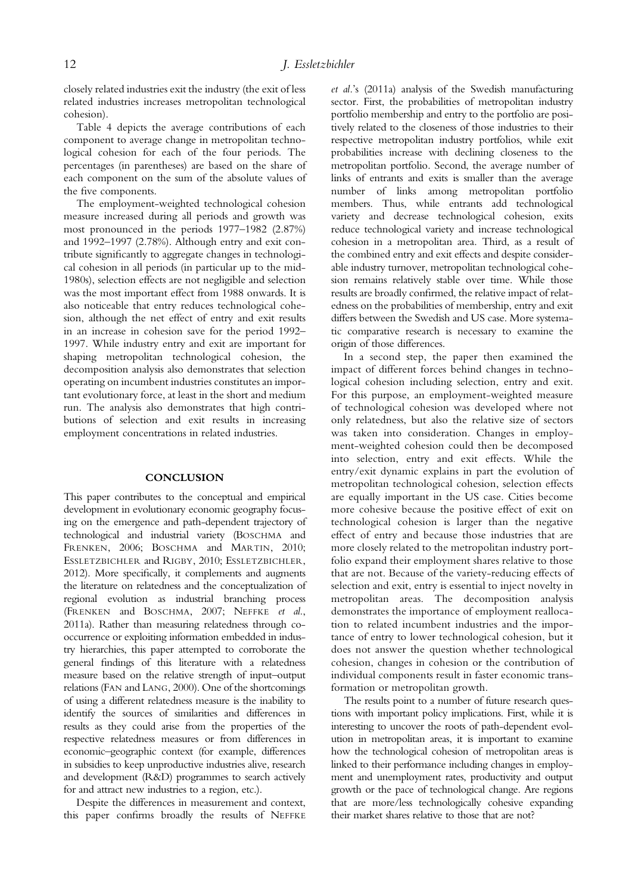closely related industries exit the industry (the exit of less related industries increases metropolitan technological cohesion).

Table 4 depicts the average contributions of each component to average change in metropolitan technological cohesion for each of the four periods. The percentages (in parentheses) are based on the share of each component on the sum of the absolute values of the five components.

The employment-weighted technological cohesion measure increased during all periods and growth was most pronounced in the periods 1977–1982 (2.87%) and 1992–1997 (2.78%). Although entry and exit contribute significantly to aggregate changes in technological cohesion in all periods (in particular up to the mid-1980s), selection effects are not negligible and selection was the most important effect from 1988 onwards. It is also noticeable that entry reduces technological cohesion, although the net effect of entry and exit results in an increase in cohesion save for the period 1992– 1997. While industry entry and exit are important for shaping metropolitan technological cohesion, the decomposition analysis also demonstrates that selection operating on incumbent industries constitutes an important evolutionary force, at least in the short and medium run. The analysis also demonstrates that high contributions of selection and exit results in increasing employment concentrations in related industries.

## **CONCLUSION**

This paper contributes to the conceptual and empirical development in evolutionary economic geography focusing on the emergence and path-dependent trajectory of technological and industrial variety (BOSCHMA and FRENKEN, 2006; BOSCHMA and MARTIN, 2010; ESSLETZBICHLER and RIGBY, 2010; ESSLETZBICHLER, 2012). More specifically, it complements and augments the literature on relatedness and the conceptualization of regional evolution as industrial branching process (FRENKEN and BOSCHMA, 2007; NEFFKE et al., 2011a). Rather than measuring relatedness through cooccurrence or exploiting information embedded in industry hierarchies, this paper attempted to corroborate the general findings of this literature with a relatedness measure based on the relative strength of input–output relations (FAN and LANG, 2000). One of the shortcomings of using a different relatedness measure is the inability to identify the sources of similarities and differences in results as they could arise from the properties of the respective relatedness measures or from differences in economic–geographic context (for example, differences in subsidies to keep unproductive industries alive, research and development (R&D) programmes to search actively for and attract new industries to a region, etc.).

Despite the differences in measurement and context, this paper confirms broadly the results of NEFFKE et al.'s (2011a) analysis of the Swedish manufacturing sector. First, the probabilities of metropolitan industry portfolio membership and entry to the portfolio are positively related to the closeness of those industries to their respective metropolitan industry portfolios, while exit probabilities increase with declining closeness to the metropolitan portfolio. Second, the average number of links of entrants and exits is smaller than the average number of links among metropolitan portfolio members. Thus, while entrants add technological variety and decrease technological cohesion, exits reduce technological variety and increase technological cohesion in a metropolitan area. Third, as a result of the combined entry and exit effects and despite considerable industry turnover, metropolitan technological cohesion remains relatively stable over time. While those results are broadly confirmed, the relative impact of relatedness on the probabilities of membership, entry and exit differs between the Swedish and US case. More systematic comparative research is necessary to examine the origin of those differences.

In a second step, the paper then examined the impact of different forces behind changes in technological cohesion including selection, entry and exit. For this purpose, an employment-weighted measure of technological cohesion was developed where not only relatedness, but also the relative size of sectors was taken into consideration. Changes in employment-weighted cohesion could then be decomposed into selection, entry and exit effects. While the entry/exit dynamic explains in part the evolution of metropolitan technological cohesion, selection effects are equally important in the US case. Cities become more cohesive because the positive effect of exit on technological cohesion is larger than the negative effect of entry and because those industries that are more closely related to the metropolitan industry portfolio expand their employment shares relative to those that are not. Because of the variety-reducing effects of selection and exit, entry is essential to inject novelty in metropolitan areas. The decomposition analysis demonstrates the importance of employment reallocation to related incumbent industries and the importance of entry to lower technological cohesion, but it does not answer the question whether technological cohesion, changes in cohesion or the contribution of individual components result in faster economic transformation or metropolitan growth.

The results point to a number of future research questions with important policy implications. First, while it is interesting to uncover the roots of path-dependent evolution in metropolitan areas, it is important to examine how the technological cohesion of metropolitan areas is linked to their performance including changes in employment and unemployment rates, productivity and output growth or the pace of technological change. Are regions that are more/less technologically cohesive expanding their market shares relative to those that are not?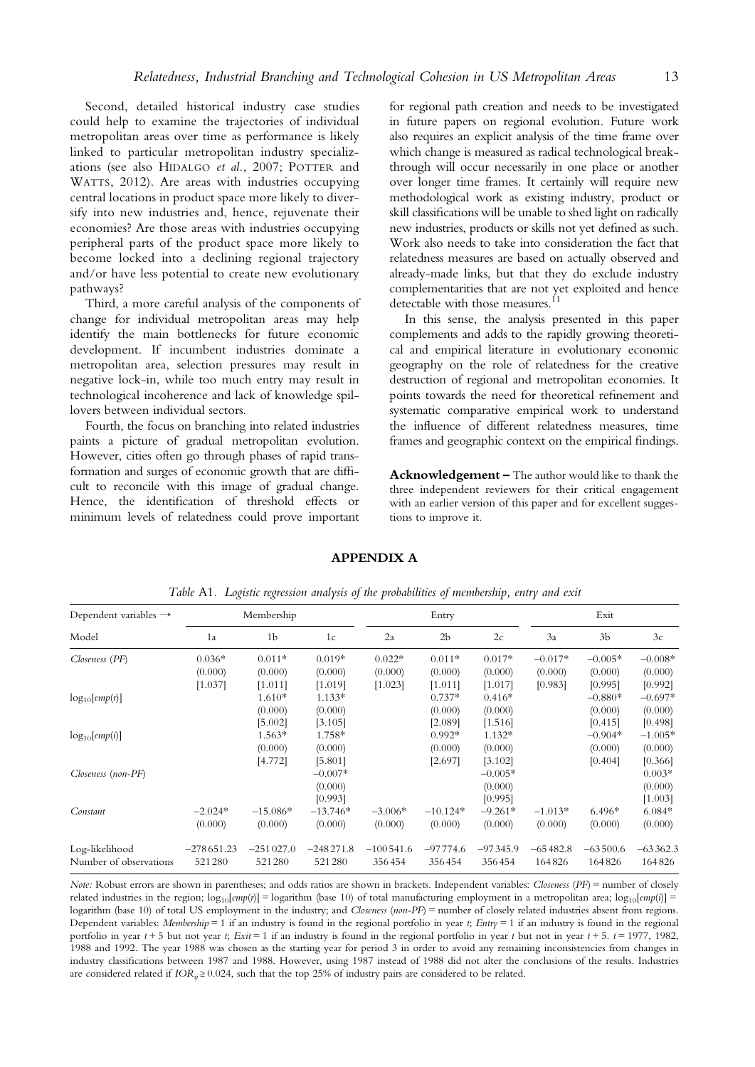Second, detailed historical industry case studies could help to examine the trajectories of individual metropolitan areas over time as performance is likely linked to particular metropolitan industry specializations (see also HIDALGO et al., 2007; POTTER and WATTS, 2012). Are areas with industries occupying central locations in product space more likely to diversify into new industries and, hence, rejuvenate their economies? Are those areas with industries occupying peripheral parts of the product space more likely to become locked into a declining regional trajectory and/or have less potential to create new evolutionary pathways?

Third, a more careful analysis of the components of change for individual metropolitan areas may help identify the main bottlenecks for future economic development. If incumbent industries dominate a metropolitan area, selection pressures may result in negative lock-in, while too much entry may result in technological incoherence and lack of knowledge spillovers between individual sectors.

Fourth, the focus on branching into related industries paints a picture of gradual metropolitan evolution. However, cities often go through phases of rapid transformation and surges of economic growth that are difficult to reconcile with this image of gradual change. Hence, the identification of threshold effects or minimum levels of relatedness could prove important for regional path creation and needs to be investigated in future papers on regional evolution. Future work also requires an explicit analysis of the time frame over which change is measured as radical technological breakthrough will occur necessarily in one place or another over longer time frames. It certainly will require new methodological work as existing industry, product or skill classifications will be unable to shed light on radically new industries, products or skills not yet defined as such. Work also needs to take into consideration the fact that relatedness measures are based on actually observed and already-made links, but that they do exclude industry complementarities that are not yet exploited and hence detectable with those measures.<sup>11</sup>

In this sense, the analysis presented in this paper complements and adds to the rapidly growing theoretical and empirical literature in evolutionary economic geography on the role of relatedness for the creative destruction of regional and metropolitan economies. It points towards the need for theoretical refinement and systematic comparative empirical work to understand the influence of different relatedness measures, time frames and geographic context on the empirical findings.

Acknowledgement - The author would like to thank the three independent reviewers for their critical engagement with an earlier version of this paper and for excellent suggestions to improve it.

#### APPENDIX A

| Dependent variables $\rightarrow$ | Membership   |                |             | Entry       |                |            | Exit       |                |            |
|-----------------------------------|--------------|----------------|-------------|-------------|----------------|------------|------------|----------------|------------|
| Model                             | 1a           | 1 <sub>b</sub> | 1c          | 2a          | 2 <sub>b</sub> | 2c         | 3a         | 3 <sub>b</sub> | 3c         |
| Closeness (PF)                    | $0.036*$     | $0.011*$       | $0.019*$    | $0.022*$    | $0.011*$       | $0.017*$   | $-0.017*$  | $-0.005*$      | $-0.008*$  |
|                                   | (0.000)      | (0.000)        | (0.000)     | (0.000)     | (0.000)        | (0.000)    | (0.000)    | (0.000)        | (0.000)    |
|                                   | [1.037]      | [1.011]        | [1.019]     | [1.023]     | [1.011]        | [1.017]    | [0.983]    | [0.995]        | [0.992]    |
| $log_{10}[emp(r)]$                |              | $1.610*$       | $1.133*$    |             | $0.737*$       | $0.416*$   |            | $-0.880*$      | $-0.697*$  |
|                                   |              | (0.000)        | (0.000)     |             | (0.000)        | (0.000)    |            | (0.000)        | (0.000)    |
|                                   |              | [5.002]        | [3.105]     |             | [2.089]        | [1.516]    |            | [0.415]        | [0.498]    |
| $log_{10}[emp(i)]$                |              | $1.563*$       | 1.758*      |             | $0.992*$       | $1.132*$   |            | $-0.904*$      | $-1.005*$  |
|                                   |              | (0.000)        | (0.000)     |             | (0.000)        | (0.000)    |            | (0.000)        | (0.000)    |
|                                   |              | [4.772]        | [5.801]     |             | [2.697]        | [3.102]    |            | [0.404]        | [0.366]    |
| Closeness (non-PF)                |              |                | $-0.007*$   |             |                | $-0.005*$  |            |                | $0.003*$   |
|                                   |              |                | (0.000)     |             |                | (0.000)    |            |                | (0.000)    |
|                                   |              |                | [0.993]     |             |                | [0.995]    |            |                | [1.003]    |
| Constant                          | $-2.024*$    | $-15.086*$     | $-13.746*$  | $-3.006*$   | $-10.124*$     | $-9.261*$  | $-1.013*$  | $6.496*$       | $6.084*$   |
|                                   | (0.000)      | (0.000)        | (0.000)     | (0.000)     | (0.000)        | (0.000)    | (0.000)    | (0.000)        | (0.000)    |
| Log-likelihood                    | $-278651.23$ | $-251027.0$    | $-248271.8$ | $-100541.6$ | $-97774.6$     | $-97345.9$ | $-65482.8$ | $-63500.6$     | $-63362.3$ |
| Number of observations            | 521280       | 521280         | 521280      | 356454      | 356454         | 356454     | 164826     | 164826         | 164826     |

Table A1. Logistic regression analysis of the probabilities of membership, entry and exit

Note: Robust errors are shown in parentheses; and odds ratios are shown in brackets. Independent variables: Closeness (PF) = number of closely related industries in the region;  $log_{10}[emp(r)] = logarithm$  (base 10) of total manufacturing employment in a metropolitan area;  $log_{10}[emp(r)] =$ logarithm (base 10) of total US employment in the industry; and Closeness (non-PF) = number of closely related industries absent from regions. Dependent variables: Membership = 1 if an industry is found in the regional portfolio in year t; Entry = 1 if an industry is found in the regional portfolio in year  $t + 5$  but not year t; Exit = 1 if an industry is found in the regional portfolio in year t but not in year  $t + 5$ .  $t = 1977$ , 1982, 1988 and 1992. The year 1988 was chosen as the starting year for period 3 in order to avoid any remaining inconsistencies from changes in industry classifications between 1987 and 1988. However, using 1987 instead of 1988 did not alter the conclusions of the results. Industries are considered related if  $IOR_{ij} \ge 0.024$ , such that the top 25% of industry pairs are considered to be related.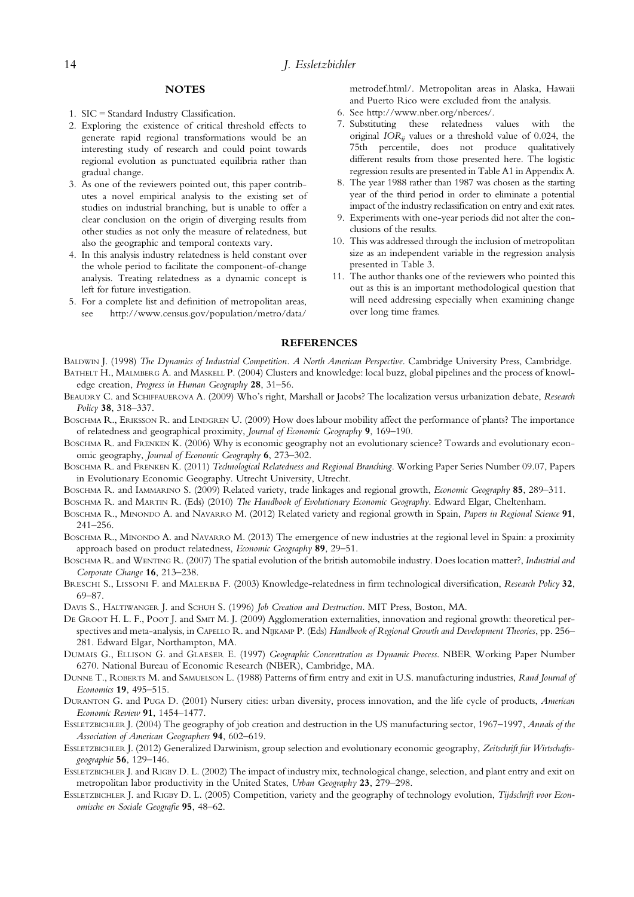#### **NOTES**

- 1. SIC = Standard Industry Classification.
- 2. Exploring the existence of critical threshold effects to generate rapid regional transformations would be an interesting study of research and could point towards regional evolution as punctuated equilibria rather than gradual change.
- 3. As one of the reviewers pointed out, this paper contributes a novel empirical analysis to the existing set of studies on industrial branching, but is unable to offer a clear conclusion on the origin of diverging results from other studies as not only the measure of relatedness, but also the geographic and temporal contexts vary.
- 4. In this analysis industry relatedness is held constant over the whole period to facilitate the component-of-change analysis. Treating relatedness as a dynamic concept is left for future investigation.
- 5. For a complete list and definition of metropolitan areas, see [http://www.census.gov/population/metro/data/](http://www.census.gov/population/metro/data/metrodef.html/)

[metrodef.html/.](http://www.census.gov/population/metro/data/metrodef.html/) Metropolitan areas in Alaska, Hawaii and Puerto Rico were excluded from the analysis.

- 6. See<http://www.nber.org/nberces/>.
- 7. Substituting these relatedness values with the original  $IOR_{ii}$  values or a threshold value of 0.024, the 75th percentile, does not produce qualitatively different results from those presented here. The logistic regression results are presented in Table A1 in Appendix A.
- 8. The year 1988 rather than 1987 was chosen as the starting year of the third period in order to eliminate a potential impact of the industry reclassification on entry and exit rates.
- 9. Experiments with one-year periods did not alter the conclusions of the results.
- 10. This was addressed through the inclusion of metropolitan size as an independent variable in the regression analysis presented in Table 3.
- 11. The author thanks one of the reviewers who pointed this out as this is an important methodological question that will need addressing especially when examining change over long time frames.

#### **REFERENCES**

- BALDWIN J. (1998) The Dynamics of Industrial Competition. A North American Perspective. Cambridge University Press, Cambridge. BATHELT H., MALMBERG A. and MASKELL P. (2004) Clusters and knowledge: local buzz, global pipelines and the process of knowledge creation, Progress in Human Geography 28, 31–56.
- BEAUDRY C. and SCHIFFAUEROVA A. (2009) Who's right, Marshall or Jacobs? The localization versus urbanization debate, Research Policy 38, 318–337.
- BOSCHMA R., ERIKSSON R. and LINDGREN U. (2009) How does labour mobility affect the performance of plants? The importance of relatedness and geographical proximity, Journal of Economic Geography 9, 169–190.
- BOSCHMA R. and FRENKEN K. (2006) Why is economic geography not an evolutionary science? Towards and evolutionary economic geography, Journal of Economic Geography 6, 273–302.
- BOSCHMA R. and FRENKEN K. (2011) Technological Relatedness and Regional Branching. Working Paper Series Number 09.07, Papers in Evolutionary Economic Geography. Utrecht University, Utrecht.
- BOSCHMA R. and IAMMARINO S. (2009) Related variety, trade linkages and regional growth, Economic Geography 85, 289-311.
- BOSCHMA R. and MARTIN R. (Eds) (2010) The Handbook of Evolutionary Economic Geography. Edward Elgar, Cheltenham.

BOSCHMA R., MINONDO A. and NAVARRO M. (2012) Related variety and regional growth in Spain, Papers in Regional Science 91, 241–256.

- BOSCHMA R., MINONDO A. and NAVARRO M. (2013) The emergence of new industries at the regional level in Spain: a proximity approach based on product relatedness, Economic Geography 89, 29–51.
- BOSCHMA R. and WENTING R. (2007) The spatial evolution of the british automobile industry. Does location matter?, Industrial and Corporate Change 16, 213–238.
- BRESCHI S., LISSONI F. and MALERBA F. (2003) Knowledge-relatedness in firm technological diversification, Research Policy 32, 69–87.

DAVIS S., HALTIWANGER J. and SCHUH S. (1996) Job Creation and Destruction. MIT Press, Boston, MA.

- DE GROOT H. L. F., POOT J. and SMIT M. J. (2009) Agglomeration externalities, innovation and regional growth: theoretical perspectives and meta-analysis, in CAPELLO R. and NIJKAMP P. (Eds) Handbook of Regional Growth and Development Theories, pp. 256– 281. Edward Elgar, Northampton, MA.
- DUMAIS G., ELLISON G. and GLAESER E. (1997) Geographic Concentration as Dynamic Process. NBER Working Paper Number 6270. National Bureau of Economic Research (NBER), Cambridge, MA.
- DUNNE T., ROBERTS M. and SAMUELSON L. (1988) Patterns of firm entry and exit in U.S. manufacturing industries, Rand Journal of Economics 19, 495–515.
- DURANTON G. and PUGA D. (2001) Nursery cities: urban diversity, process innovation, and the life cycle of products, American Economic Review 91, 1454–1477.
- ESSLETZBICHLER J. (2004) The geography of job creation and destruction in the US manufacturing sector, 1967–1997, Annals of the Association of American Geographers 94, 602–619.
- ESSLETZBICHLER J. (2012) Generalized Darwinism, group selection and evolutionary economic geography, Zeitschrift für Wirtschaftsgeographie 56, 129–146.
- ESSLETZBICHLER J. and RIGBY D. L. (2002) The impact of industry mix, technological change, selection, and plant entry and exit on metropolitan labor productivity in the United States, Urban Geography 23, 279–298.
- ESSLETZBICHLER J. and RIGBY D. L. (2005) Competition, variety and the geography of technology evolution, Tijdschrift voor Economische en Sociale Geografie 95, 48–62.